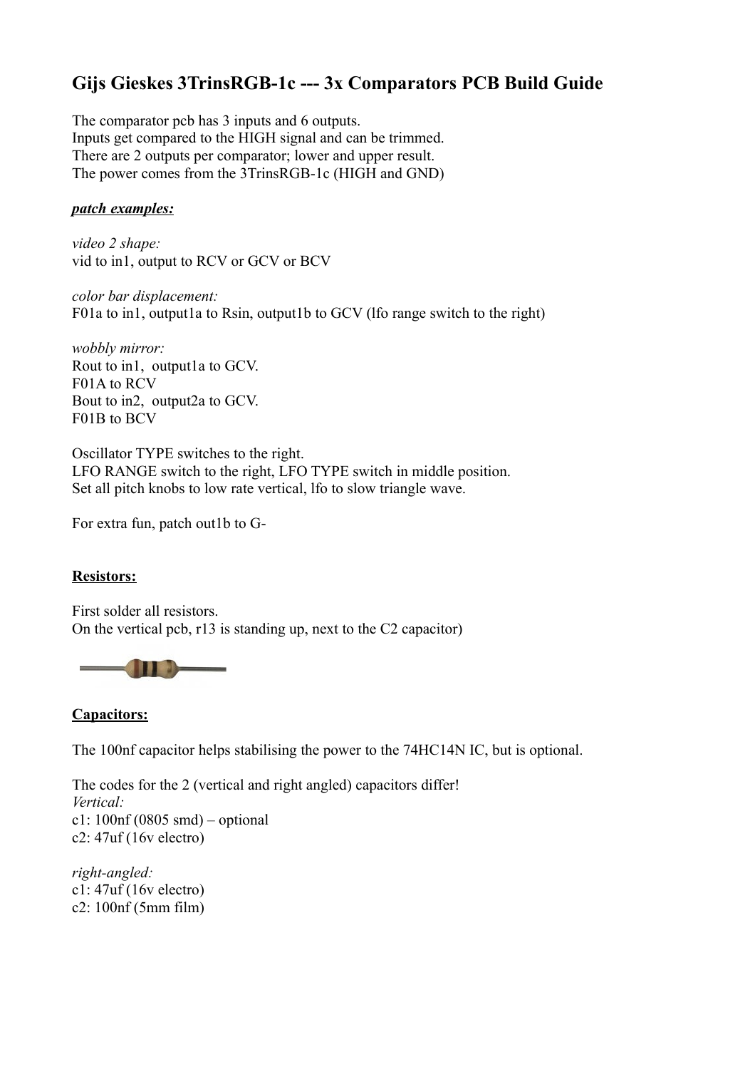# Gijs Gieskes 3TrinsRGB-1c --- 3x Comparators PCB Build Guide

The comparator pcb has 3 inputs and 6 outputs.
Inputs get compared to the HIGH signal and can be trimmed.
There are 2 outputs per comparator; lower and upper result.
The power comes from the 3TrinsRGB-1c (HIGH and GND)

***patch examples:***

*video 2 shape:*
vid to in1, output to RCV or GCV or BCV

*color bar displacement:*
F01a to in1, output1a to Rsin, output1b to GCV (lfo range switch to the right)

*wobbly mirror:*
Rout to in1, output1a to GCV.
F01A to RCV
Bout to in2, output2a to GCV.
F01B to BCV

Oscillator TYPE switches to the right.
LFO RANGE switch to the right, LFO TYPE switch in middle position.
Set all pitch knobs to low rate vertical, lfo to slow triangle wave.

For extra fun, patch out1b to G-

**Resistors:**

First solder all resistors.
On the vertical pcb, r13 is standing up, next to the C2 capacitor)

**Capacitors:**

The 100nf capacitor helps stabilising the power to the 74HC14N IC, but is optional.

The codes for the 2 (vertical and right angled) capacitors differ!
*Vertical:*
c1: 100nf (0805 smd) – optional
c2: 47uf (16v electro)

*right-angled:*
c1: 47uf (16v electro)
c2: 100nf (5mm film)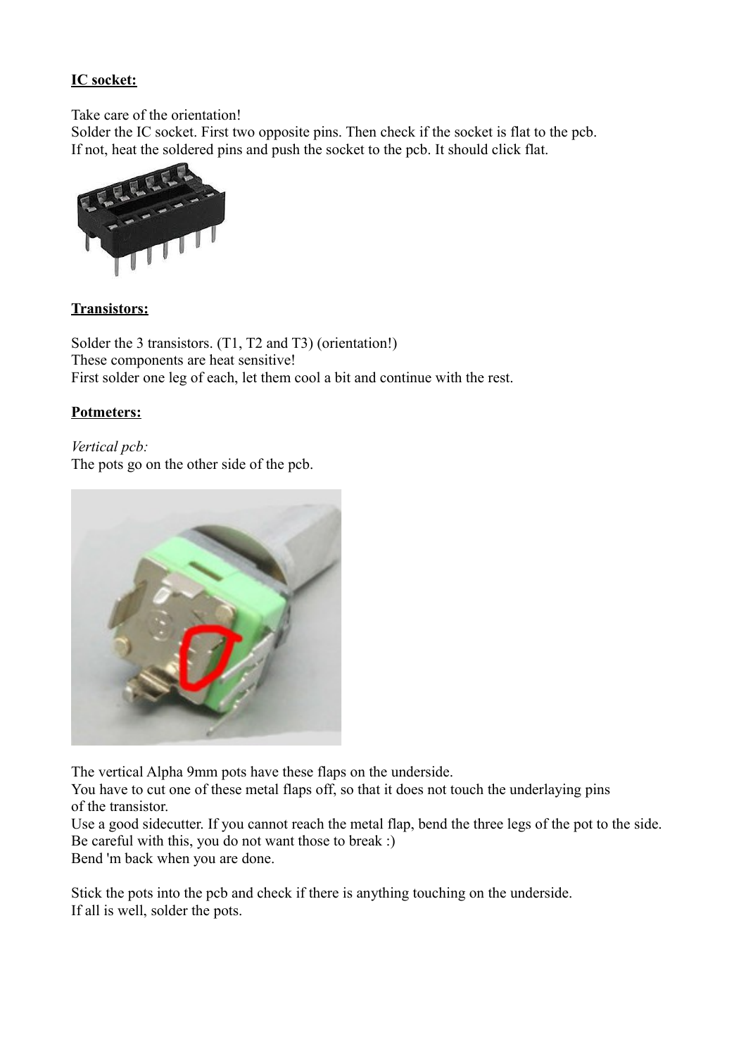**IC socket:**

Take care of the orientation!
Solder the IC socket. First two opposite pins. Then check if the socket is flat to the pcb.
If not, heat the soldered pins and push the socket to the pcb. It should click flat.

**Transistors:**

Solder the 3 transistors. (T1, T2 and T3) (orientation!)
These components are heat sensitive!
First solder one leg of each, let them cool a bit and continue with the rest.

**Potmeters:**

*Vertical pcb:*
The pots go on the other side of the pcb.

The vertical Alpha 9mm pots have these flaps on the underside.
You have to cut one of these metal flaps off, so that it does not touch the underlaying pins of the transistor.
Use a good sidecutter. If you cannot reach the metal flap, bend the three legs of the pot to the side.
Be careful with this, you do not want those to break :)
Bend 'm back when you are done.

Stick the pots into the pcb and check if there is anything touching on the underside.
If all is well, solder the pots.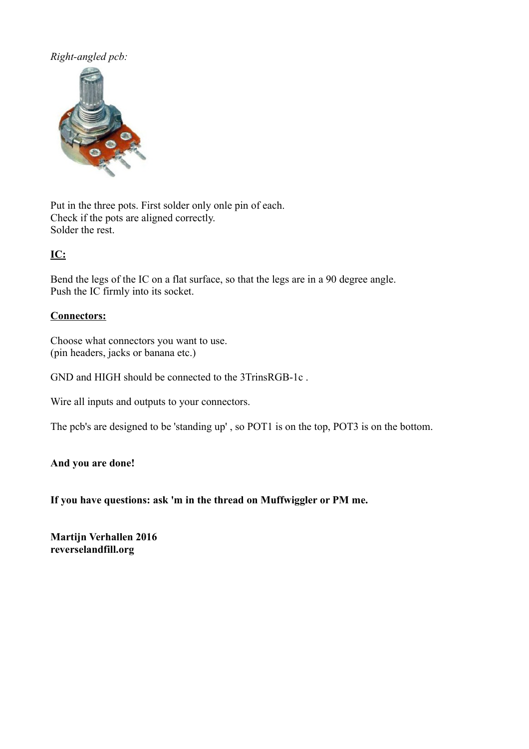*Right-angled pcb:*

Put in the three pots. First solder only onle pin of each.
Check if the pots are aligned correctly.
Solder the rest.

**<u>IC:</u>**

Bend the legs of the IC on a flat surface, so that the legs are in a 90 degree angle.
Push the IC firmly into its socket.

**<u>Connectors:</u>**

Choose what connectors you want to use.
(pin headers, jacks or banana etc.)

GND and HIGH should be connected to the 3TrinsRGB-1c .

Wire all inputs and outputs to your connectors.

The pcb's are designed to be 'standing up' , so POT1 is on the top, POT3 is on the bottom.

**And you are done!**

**If you have questions: ask 'm in the thread on Muffwiggler or PM me.**

**Martijn Verhallen 2016**
**reverselandfill.org**